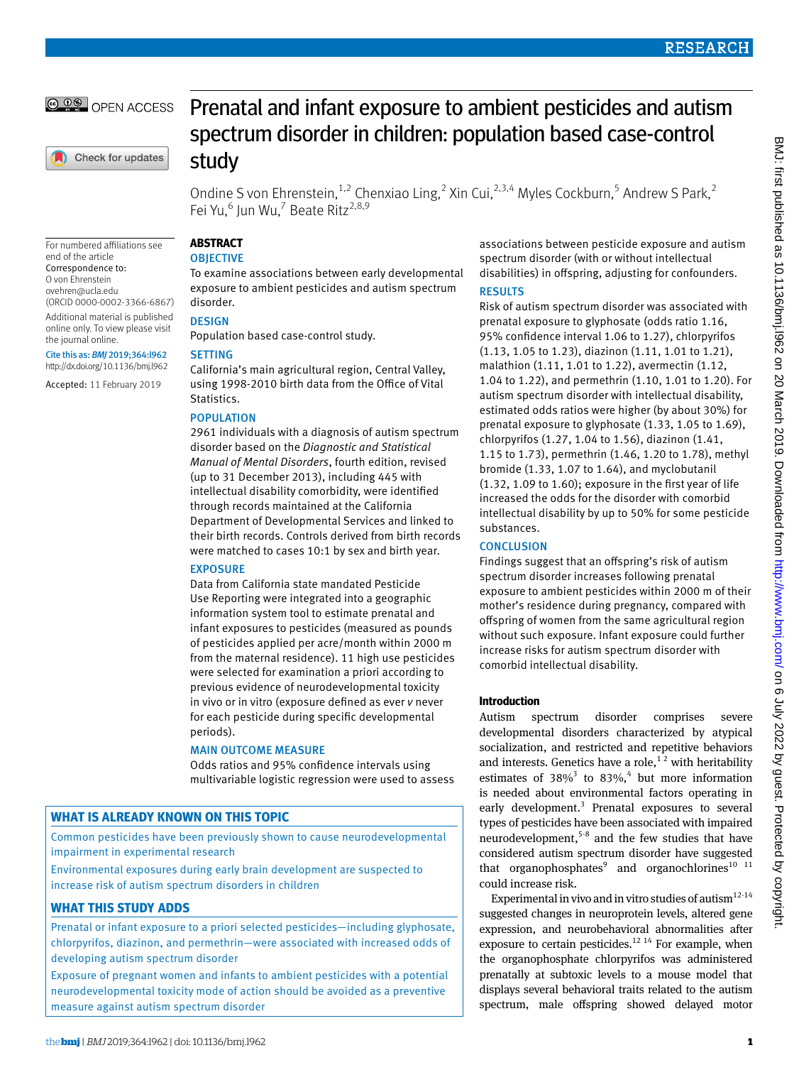RESEARCH

OPEN ACCESS

# Prenatal and infant exposure to ambient pesticides and autism spectrum disorder in children: population based case-control study

Ondine S von Ehrenstein,[1,2] Chenxiao Ling,[2] Xin Cui,[2,3,4] Myles Cockburn,[5] Andrew S Park,[2] Fei Yu,[6] Jun Wu,[7] Beate Ritz[2,8,9]

For numbered affiliations see end of the article

Correspondence to: O von Ehrenstein ovehren@ucla.edu (ORCID 0000-0002-3366-6867)

Additional material is published online only. To view please visit the journal online.

Cite this as: *BMJ* 2019;364:l962 http://dx.doi.org/10.1136/bmj.l962

Accepted: 11 February 2019

## ABSTRACT

### OBJECTIVE

To examine associations between early developmental exposure to ambient pesticides and autism spectrum disorder.

### DESIGN

Population based case-control study.

### SETTING

California's main agricultural region, Central Valley, using 1998-2010 birth data from the Office of Vital Statistics.

### POPULATION

2961 individuals with a diagnosis of autism spectrum disorder based on the *Diagnostic and Statistical Manual of Mental Disorders*, fourth edition, revised (up to 31 December 2013), including 445 with intellectual disability comorbidity, were identified through records maintained at the California Department of Developmental Services and linked to their birth records. Controls derived from birth records were matched to cases 10:1 by sex and birth year.

### EXPOSURE

Data from California state mandated Pesticide Use Reporting were integrated into a geographic information system tool to estimate prenatal and infant exposures to pesticides (measured as pounds of pesticides applied per acre/month within 2000 m from the maternal residence). 11 high use pesticides were selected for examination a priori according to previous evidence of neurodevelopmental toxicity in vivo or in vitro (exposure defined as ever *v* never for each pesticide during specific developmental periods).

### MAIN OUTCOME MEASURE

Odds ratios and 95% confidence intervals using multivariable logistic regression were used to assess associations between pesticide exposure and autism spectrum disorder (with or without intellectual disabilities) in offspring, adjusting for confounders.

### RESULTS

Risk of autism spectrum disorder was associated with prenatal exposure to glyphosate (odds ratio 1.16, 95% confidence interval 1.06 to 1.27), chlorpyrifos (1.13, 1.05 to 1.23), diazinon (1.11, 1.01 to 1.21), malathion (1.11, 1.01 to 1.22), avermectin (1.12, 1.04 to 1.22), and permethrin (1.10, 1.01 to 1.20). For autism spectrum disorder with intellectual disability, estimated odds ratios were higher (by about 30%) for prenatal exposure to glyphosate (1.33, 1.05 to 1.69), chlorpyrifos (1.27, 1.04 to 1.56), diazinon (1.41, 1.15 to 1.73), permethrin (1.46, 1.20 to 1.78), methyl bromide (1.33, 1.07 to 1.64), and myclobutanil (1.32, 1.09 to 1.60); exposure in the first year of life increased the odds for the disorder with comorbid intellectual disability by up to 50% for some pesticide substances.

### CONCLUSION

Findings suggest that an offspring's risk of autism spectrum disorder increases following prenatal exposure to ambient pesticides within 2000 m of their mother's residence during pregnancy, compared with offspring of women from the same agricultural region without such exposure. Infant exposure could further increase risks for autism spectrum disorder with comorbid intellectual disability.

### WHAT IS ALREADY KNOWN ON THIS TOPIC

Common pesticides have been previously shown to cause neurodevelopmental impairment in experimental research

Environmental exposures during early brain development are suspected to increase risk of autism spectrum disorders in children

### WHAT THIS STUDY ADDS

Prenatal or infant exposure to a priori selected pesticides—including glyphosate, chlorpyrifos, diazinon, and permethrin—were associated with increased odds of developing autism spectrum disorder

Exposure of pregnant women and infants to ambient pesticides with a potential neurodevelopmental toxicity mode of action should be avoided as a preventive measure against autism spectrum disorder

## Introduction

Autism spectrum disorder comprises severe developmental disorders characterized by atypical socialization, and restricted and repetitive behaviors and interests. Genetics have a role,[1 2] with heritability estimates of 38%[3] to 83%,[4] but more information is needed about environmental factors operating in early development.[3] Prenatal exposures to several types of pesticides have been associated with impaired neurodevelopment,[5-8] and the few studies that have considered autism spectrum disorder have suggested that organophosphates[9] and organochlorines[10 11] could increase risk.

Experimental in vivo and in vitro studies of autism[12-14] suggested changes in neuroprotein levels, altered gene expression, and neurobehavioral abnormalities after exposure to certain pesticides.[12 14] For example, when the organophosphate chlorpyrifos was administered prenatally at subtoxic levels to a mouse model that displays several behavioral traits related to the autism spectrum, male offspring showed delayed motor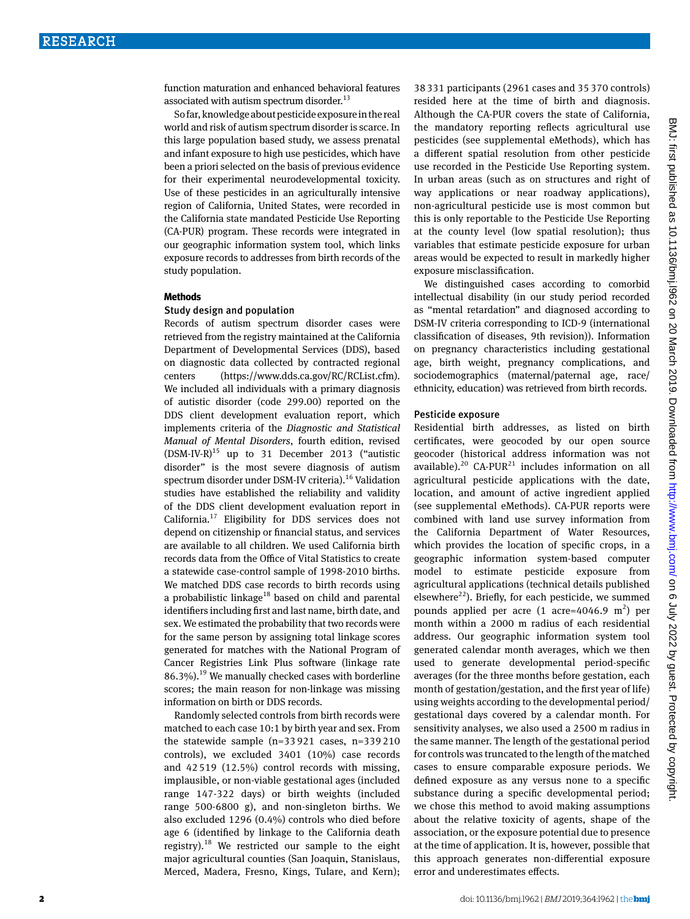function maturation and enhanced behavioral features associated with autism spectrum disorder.[13]

So far, knowledge about pesticide exposure in the real world and risk of autism spectrum disorder is scarce. In this large population based study, we assess prenatal and infant exposure to high use pesticides, which have been a priori selected on the basis of previous evidence for their experimental neurodevelopmental toxicity. Use of these pesticides in an agriculturally intensive region of California, United States, were recorded in the California state mandated Pesticide Use Reporting (CA-PUR) program. These records were integrated in our geographic information system tool, which links exposure records to addresses from birth records of the study population.

## Methods

### Study design and population

Records of autism spectrum disorder cases were retrieved from the registry maintained at the California Department of Developmental Services (DDS), based on diagnostic data collected by contracted regional centers (https://www.dds.ca.gov/RC/RCList.cfm). We included all individuals with a primary diagnosis of autistic disorder (code 299.00) reported on the DDS client development evaluation report, which implements criteria of the *Diagnostic and Statistical Manual of Mental Disorders*, fourth edition, revised (DSM-IV-R)[15] up to 31 December 2013 ("autistic disorder" is the most severe diagnosis of autism spectrum disorder under DSM-IV criteria).[16] Validation studies have established the reliability and validity of the DDS client development evaluation report in California.[17] Eligibility for DDS services does not depend on citizenship or financial status, and services are available to all children. We used California birth records data from the Office of Vital Statistics to create a statewide case-control sample of 1998-2010 births. We matched DDS case records to birth records using a probabilistic linkage[18] based on child and parental identifiers including first and last name, birth date, and sex. We estimated the probability that two records were for the same person by assigning total linkage scores generated for matches with the National Program of Cancer Registries Link Plus software (linkage rate 86.3%).[19] We manually checked cases with borderline scores; the main reason for non-linkage was missing information on birth or DDS records.

Randomly selected controls from birth records were matched to each case 10:1 by birth year and sex. From the statewide sample (n=33 921 cases, n=339 210 controls), we excluded 3401 (10%) case records and 42 519 (12.5%) control records with missing, implausible, or non-viable gestational ages (included range 147-322 days) or birth weights (included range 500-6800 g), and non-singleton births. We also excluded 1296 (0.4%) controls who died before age 6 (identified by linkage to the California death registry).[18] We restricted our sample to the eight major agricultural counties (San Joaquin, Stanislaus, Merced, Madera, Fresno, Kings, Tulare, and Kern); 38 331 participants (2961 cases and 35 370 controls) resided here at the time of birth and diagnosis. Although the CA-PUR covers the state of California, the mandatory reporting reflects agricultural use pesticides (see supplemental eMethods), which has a different spatial resolution from other pesticide use recorded in the Pesticide Use Reporting system. In urban areas (such as on structures and right of way applications or near roadway applications), non-agricultural pesticide use is most common but this is only reportable to the Pesticide Use Reporting at the county level (low spatial resolution); thus variables that estimate pesticide exposure for urban areas would be expected to result in markedly higher exposure misclassification.

We distinguished cases according to comorbid intellectual disability (in our study period recorded as "mental retardation" and diagnosed according to DSM-IV criteria corresponding to ICD-9 (international classification of diseases, 9th revision)). Information on pregnancy characteristics including gestational age, birth weight, pregnancy complications, and sociodemographics (maternal/paternal age, race/ethnicity, education) was retrieved from birth records.

### Pesticide exposure

Residential birth addresses, as listed on birth certificates, were geocoded by our open source geocoder (historical address information was not available).[20] CA-PUR[21] includes information on all agricultural pesticide applications with the date, location, and amount of active ingredient applied (see supplemental eMethods). CA-PUR reports were combined with land use survey information from the California Department of Water Resources, which provides the location of specific crops, in a geographic information system-based computer model to estimate pesticide exposure from agricultural applications (technical details published elsewhere[22]). Briefly, for each pesticide, we summed pounds applied per acre (1 acre=4046.9 $m^2$) per month within a 2000 m radius of each residential address. Our geographic information system tool generated calendar month averages, which we then used to generate developmental period-specific averages (for the three months before gestation, each month of gestation/gestation, and the first year of life) using weights according to the developmental period/gestational days covered by a calendar month. For sensitivity analyses, we also used a 2500 m radius in the same manner. The length of the gestational period for controls was truncated to the length of the matched cases to ensure comparable exposure periods. We defined exposure as any versus none to a specific substance during a specific developmental period; we chose this method to avoid making assumptions about the relative toxicity of agents, shape of the association, or the exposure potential due to presence at the time of application. It is, however, possible that this approach generates non-differential exposure error and underestimates effects.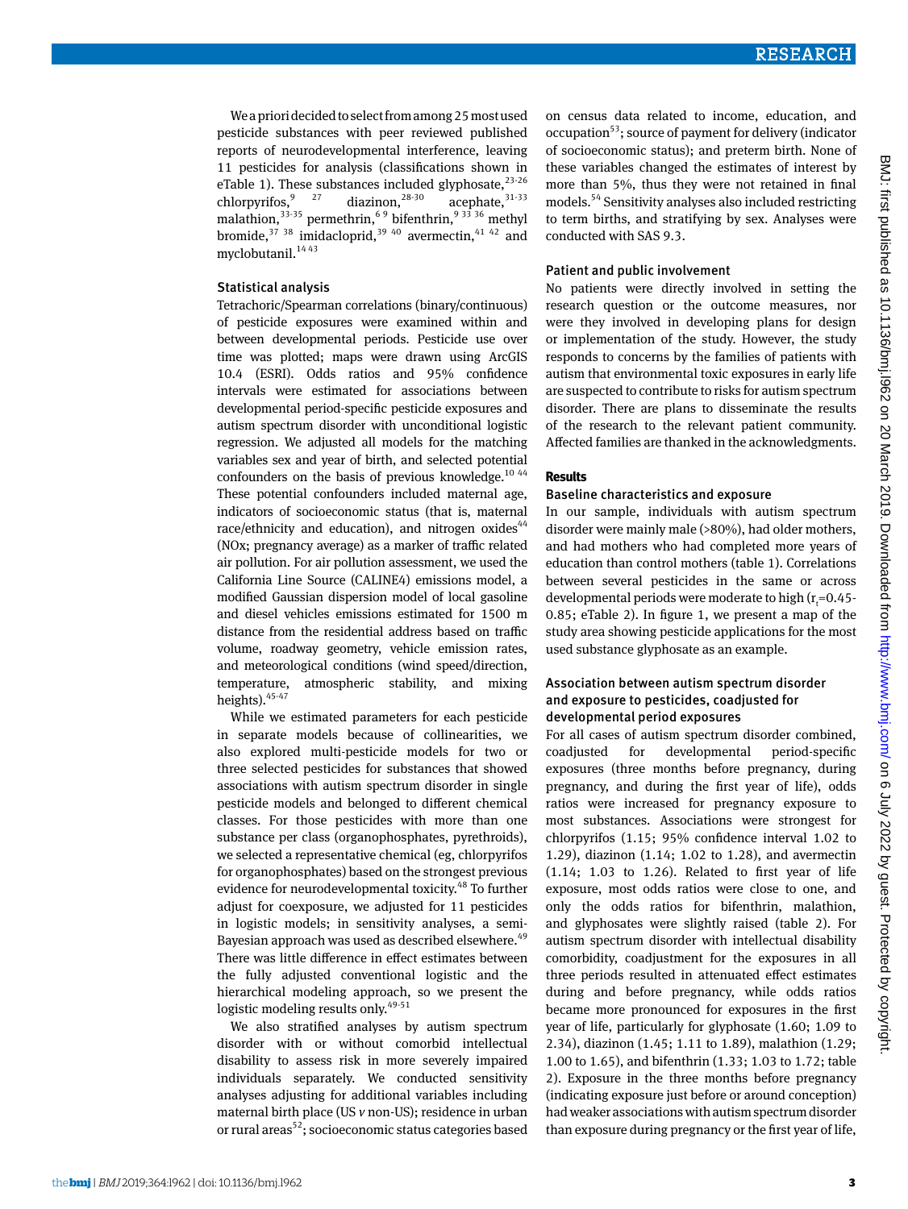We a priori decided to select from among 25 most used pesticide substances with peer reviewed published reports of neurodevelopmental interference, leaving 11 pesticides for analysis (classifications shown in eTable 1). These substances included glyphosate,[23-26] chlorpyrifos,[9 27] diazinon,[28-30] acephate,[31-33] malathion,[33-35] permethrin,[6 9] bifenthrin,[9 33 36] methyl bromide,[37 38] imidacloprid,[39 40] avermectin,[41 42] and myclobutanil.[14 43]

### Statistical analysis

Tetrachoric/Spearman correlations (binary/continuous) of pesticide exposures were examined within and between developmental periods. Pesticide use over time was plotted; maps were drawn using ArcGIS 10.4 (ESRI). Odds ratios and 95% confidence intervals were estimated for associations between developmental period-specific pesticide exposures and autism spectrum disorder with unconditional logistic regression. We adjusted all models for the matching variables sex and year of birth, and selected potential confounders on the basis of previous knowledge.[10 44] These potential confounders included maternal age, indicators of socioeconomic status (that is, maternal race/ethnicity and education), and nitrogen oxides[44] (NOx; pregnancy average) as a marker of traffic related air pollution. For air pollution assessment, we used the California Line Source (CALINE4) emissions model, a modified Gaussian dispersion model of local gasoline and diesel vehicles emissions estimated for 1500 m distance from the residential address based on traffic volume, roadway geometry, vehicle emission rates, and meteorological conditions (wind speed/direction, temperature, atmospheric stability, and mixing heights).[45-47]

While we estimated parameters for each pesticide in separate models because of collinearities, we also explored multi-pesticide models for two or three selected pesticides for substances that showed associations with autism spectrum disorder in single pesticide models and belonged to different chemical classes. For those pesticides with more than one substance per class (organophosphates, pyrethroids), we selected a representative chemical (eg, chlorpyrifos for organophosphates) based on the strongest previous evidence for neurodevelopmental toxicity.[48] To further adjust for coexposure, we adjusted for 11 pesticides in logistic models; in sensitivity analyses, a semi-Bayesian approach was used as described elsewhere.[49] There was little difference in effect estimates between the fully adjusted conventional logistic and the hierarchical modeling approach, so we present the logistic modeling results only.[49-51]

We also stratified analyses by autism spectrum disorder with or without comorbid intellectual disability to assess risk in more severely impaired individuals separately. We conducted sensitivity analyses adjusting for additional variables including maternal birth place (US *v* non-US); residence in urban or rural areas[52]; socioeconomic status categories based on census data related to income, education, and occupation[53]; source of payment for delivery (indicator of socioeconomic status); and preterm birth. None of these variables changed the estimates of interest by more than 5%, thus they were not retained in final models.[54] Sensitivity analyses also included restricting to term births, and stratifying by sex. Analyses were conducted with SAS 9.3.

### Patient and public involvement

No patients were directly involved in setting the research question or the outcome measures, nor were they involved in developing plans for design or implementation of the study. However, the study responds to concerns by the families of patients with autism that environmental toxic exposures in early life are suspected to contribute to risks for autism spectrum disorder. There are plans to disseminate the results of the research to the relevant patient community. Affected families are thanked in the acknowledgments.

## Results

### Baseline characteristics and exposure

In our sample, individuals with autism spectrum disorder were mainly male (>80%), had older mothers, and had mothers who had completed more years of education than control mothers (table 1). Correlations between several pesticides in the same or across developmental periods were moderate to high ($r_t$=0.45-0.85; eTable 2). In figure 1, we present a map of the study area showing pesticide applications for the most used substance glyphosate as an example.

### Association between autism spectrum disorder and exposure to pesticides, coadjusted for developmental period exposures

For all cases of autism spectrum disorder combined, coadjusted for developmental period-specific exposures (three months before pregnancy, during pregnancy, and during the first year of life), odds ratios were increased for pregnancy exposure to most substances. Associations were strongest for chlorpyrifos (1.15; 95% confidence interval 1.02 to 1.29), diazinon (1.14; 1.02 to 1.28), and avermectin (1.14; 1.03 to 1.26). Related to first year of life exposure, most odds ratios were close to one, and only the odds ratios for bifenthrin, malathion, and glyphosates were slightly raised (table 2). For autism spectrum disorder with intellectual disability comorbidity, coadjustment for the exposures in all three periods resulted in attenuated effect estimates during and before pregnancy, while odds ratios became more pronounced for exposures in the first year of life, particularly for glyphosate (1.60; 1.09 to 2.34), diazinon (1.45; 1.11 to 1.89), malathion (1.29; 1.00 to 1.65), and bifenthrin (1.33; 1.03 to 1.72; table 2). Exposure in the three months before pregnancy (indicating exposure just before or around conception) had weaker associations with autism spectrum disorder than exposure during pregnancy or the first year of life,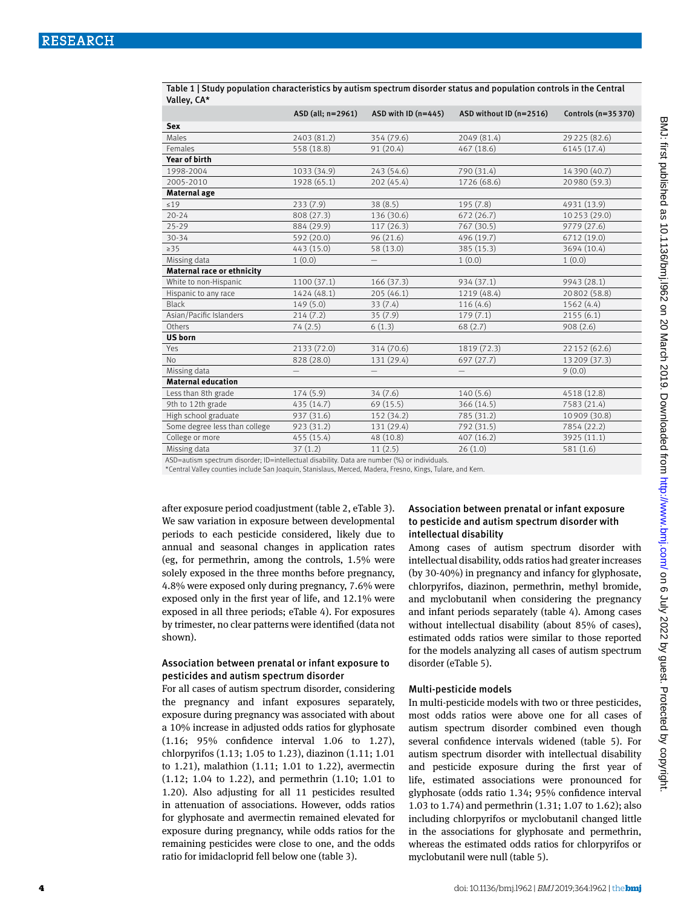Table 1 | Study population characteristics by autism spectrum disorder status and population controls in the Central Valley, CA*

| | ASD (all; n=2961) | ASD with ID (n=445) | ASD without ID (n=2516) | Controls (n=35 370) |
|---|---|---|---|---|
| **Sex** | | | | |
| Males | 2403 (81.2) | 354 (79.6) | 2049 (81.4) | 29 225 (82.6) |
| Females | 558 (18.8) | 91 (20.4) | 467 (18.6) | 6145 (17.4) |
| **Year of birth** | | | | |
| 1998-2004 | 1033 (34.9) | 243 (54.6) | 790 (31.4) | 14 390 (40.7) |
| 2005-2010 | 1928 (65.1) | 202 (45.4) | 1726 (68.6) | 20 980 (59.3) |
| **Maternal age** | | | | |
| ≤19 | 233 (7.9) | 38 (8.5) | 195 (7.8) | 4931 (13.9) |
| 20-24 | 808 (27.3) | 136 (30.6) | 672 (26.7) | 10 253 (29.0) |
| 25-29 | 884 (29.9) | 117 (26.3) | 767 (30.5) | 9779 (27.6) |
| 30-34 | 592 (20.0) | 96 (21.6) | 496 (19.7) | 6712 (19.0) |
| ≥35 | 443 (15.0) | 58 (13.0) | 385 (15.3) | 3694 (10.4) |
| Missing data | 1 (0.0) | — | 1 (0.0) | 1 (0.0) |
| **Maternal race or ethnicity** | | | | |
| White to non-Hispanic | 1100 (37.1) | 166 (37.3) | 934 (37.1) | 9943 (28.1) |
| Hispanic to any race | 1424 (48.1) | 205 (46.1) | 1219 (48.4) | 20 802 (58.8) |
| Black | 149 (5.0) | 33 (7.4) | 116 (4.6) | 1562 (4.4) |
| Asian/Pacific Islanders | 214 (7.2) | 35 (7.9) | 179 (7.1) | 2155 (6.1) |
| Others | 74 (2.5) | 6 (1.3) | 68 (2.7) | 908 (2.6) |
| **US born** | | | | |
| Yes | 2133 (72.0) | 314 (70.6) | 1819 (72.3) | 22 152 (62.6) |
| No | 828 (28.0) | 131 (29.4) | 697 (27.7) | 13 209 (37.3) |
| Missing data | — | — | — | 9 (0.0) |
| **Maternal education** | | | | |
| Less than 8th grade | 174 (5.9) | 34 (7.6) | 140 (5.6) | 4518 (12.8) |
| 9th to 12th grade | 435 (14.7) | 69 (15.5) | 366 (14.5) | 7583 (21.4) |
| High school graduate | 937 (31.6) | 152 (34.2) | 785 (31.2) | 10 909 (30.8) |
| Some degree less than college | 923 (31.2) | 131 (29.4) | 792 (31.5) | 7854 (22.2) |
| College or more | 455 (15.4) | 48 (10.8) | 407 (16.2) | 3925 (11.1) |
| Missing data | 37 (1.2) | 11 (2.5) | 26 (1.0) | 581 (1.6) |

ASD=autism spectrum disorder; ID=intellectual disability. Data are number (%) or individuals.
*Central Valley counties include San Joaquin, Stanislaus, Merced, Madera, Fresno, Kings, Tulare, and Kern.

after exposure period coadjustment (table 2, eTable 3). We saw variation in exposure between developmental periods to each pesticide considered, likely due to annual and seasonal changes in application rates (eg, for permethrin, among the controls, 1.5% were solely exposed in the three months before pregnancy, 4.8% were exposed only during pregnancy, 7.6% were exposed only in the first year of life, and 12.1% were exposed in all three periods; eTable 4). For exposures by trimester, no clear patterns were identified (data not shown).

### Association between prenatal or infant exposure to pesticides and autism spectrum disorder

For all cases of autism spectrum disorder, considering the pregnancy and infant exposures separately, exposure during pregnancy was associated with about a 10% increase in adjusted odds ratios for glyphosate (1.16; 95% confidence interval 1.06 to 1.27), chlorpyrifos (1.13; 1.05 to 1.23), diazinon (1.11; 1.01 to 1.21), malathion (1.11; 1.01 to 1.22), avermectin (1.12; 1.04 to 1.22), and permethrin (1.10; 1.01 to 1.20). Also adjusting for all 11 pesticides resulted in attenuation of associations. However, odds ratios for glyphosate and avermectin remained elevated for exposure during pregnancy, while odds ratios for the remaining pesticides were close to one, and the odds ratio for imidacloprid fell below one (table 3).

### Association between prenatal or infant exposure to pesticide and autism spectrum disorder with intellectual disability

Among cases of autism spectrum disorder with intellectual disability, odds ratios had greater increases (by 30-40%) in pregnancy and infancy for glyphosate, chlorpyrifos, diazinon, permethrin, methyl bromide, and myclobutanil when considering the pregnancy and infant periods separately (table 4). Among cases without intellectual disability (about 85% of cases), estimated odds ratios were similar to those reported for the models analyzing all cases of autism spectrum disorder (eTable 5).

### Multi-pesticide models

In multi-pesticide models with two or three pesticides, most odds ratios were above one for all cases of autism spectrum disorder combined even though several confidence intervals widened (table 5). For autism spectrum disorder with intellectual disability and pesticide exposure during the first year of life, estimated associations were pronounced for glyphosate (odds ratio 1.34; 95% confidence interval 1.03 to 1.74) and permethrin (1.31; 1.07 to 1.62); also including chlorpyrifos or myclobutanil changed little in the associations for glyphosate and permethrin, whereas the estimated odds ratios for chlorpyrifos or myclobutanil were null (table 5).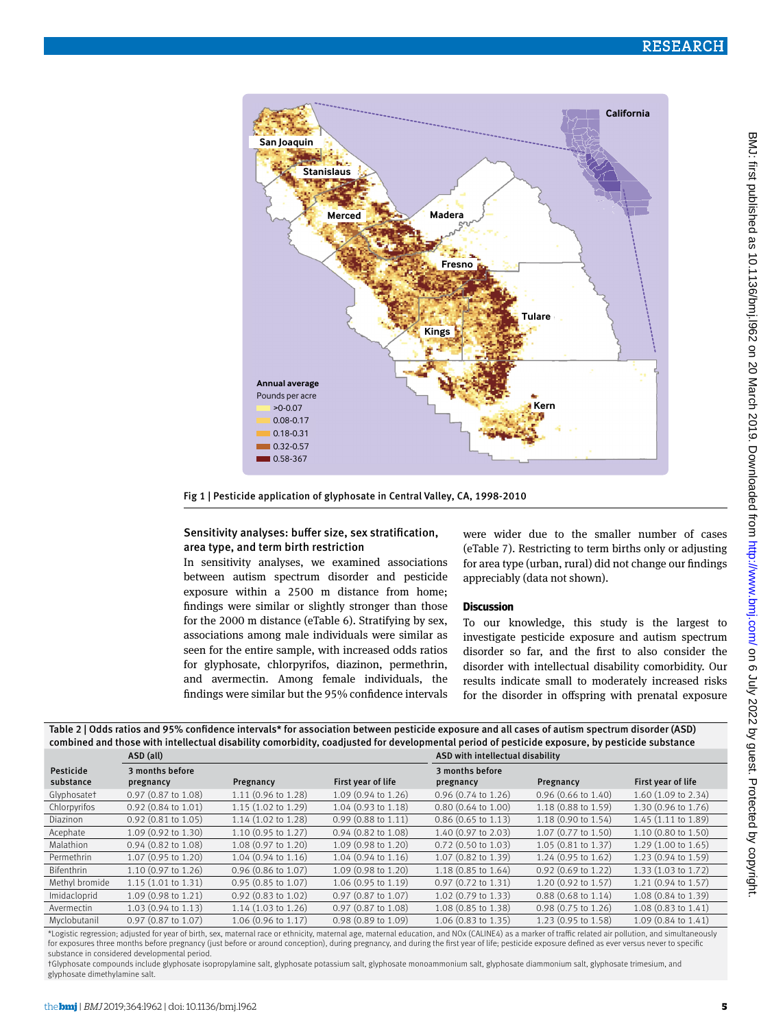Fig 1 | Pesticide application of glyphosate in Central Valley, CA, 1998-2010

### Sensitivity analyses: buffer size, sex stratification, area type, and term birth restriction

In sensitivity analyses, we examined associations between autism spectrum disorder and pesticide exposure within a 2500 m distance from home; findings were similar or slightly stronger than those for the 2000 m distance (eTable 6). Stratifying by sex, associations among male individuals were similar as seen for the entire sample, with increased odds ratios for glyphosate, chlorpyrifos, diazinon, permethrin, and avermectin. Among female individuals, the findings were similar but the 95% confidence intervals were wider due to the smaller number of cases (eTable 7). Restricting to term births only or adjusting for area type (urban, rural) did not change our findings appreciably (data not shown).

## Discussion

To our knowledge, this study is the largest to investigate pesticide exposure and autism spectrum disorder so far, and the first to also consider the disorder with intellectual disability comorbidity. Our results indicate small to moderately increased risks for the disorder in offspring with prenatal exposure

Table 2 | Odds ratios and 95% confidence intervals* for association between pesticide exposure and all cases of autism spectrum disorder (ASD) combined and those with intellectual disability comorbidity, coadjusted for developmental period of pesticide exposure, by pesticide substance

| Pesticide substance | ASD (all) | | | ASD with intellectual disability | | |
|---|---|---|---|---|---|---|
| | 3 months before pregnancy | Pregnancy | First year of life | 3 months before pregnancy | Pregnancy | First year of life |
| Glyphosate† | 0.97 (0.87 to 1.08) | 1.11 (0.96 to 1.28) | 1.09 (0.94 to 1.26) | 0.96 (0.74 to 1.26) | 0.96 (0.66 to 1.40) | 1.60 (1.09 to 2.34) |
| Chlorpyrifos | 0.92 (0.84 to 1.01) | 1.15 (1.02 to 1.29) | 1.04 (0.93 to 1.18) | 0.80 (0.64 to 1.00) | 1.18 (0.88 to 1.59) | 1.30 (0.96 to 1.76) |
| Diazinon | 0.92 (0.81 to 1.05) | 1.14 (1.02 to 1.28) | 0.99 (0.88 to 1.11) | 0.86 (0.65 to 1.13) | 1.18 (0.90 to 1.54) | 1.45 (1.11 to 1.89) |
| Acephate | 1.09 (0.92 to 1.30) | 1.10 (0.95 to 1.27) | 0.94 (0.82 to 1.08) | 1.40 (0.97 to 2.03) | 1.07 (0.77 to 1.50) | 1.10 (0.80 to 1.50) |
| Malathion | 0.94 (0.82 to 1.08) | 1.08 (0.97 to 1.20) | 1.09 (0.98 to 1.20) | 0.72 (0.50 to 1.03) | 1.05 (0.81 to 1.37) | 1.29 (1.00 to 1.65) |
| Permethrin | 1.07 (0.95 to 1.20) | 1.04 (0.94 to 1.16) | 1.04 (0.94 to 1.16) | 1.07 (0.82 to 1.39) | 1.24 (0.95 to 1.62) | 1.23 (0.94 to 1.59) |
| Bifenthrin | 1.10 (0.97 to 1.26) | 0.96 (0.86 to 1.07) | 1.09 (0.98 to 1.20) | 1.18 (0.85 to 1.64) | 0.92 (0.69 to 1.22) | 1.33 (1.03 to 1.72) |
| Methyl bromide | 1.15 (1.01 to 1.31) | 0.95 (0.85 to 1.07) | 1.06 (0.95 to 1.19) | 0.97 (0.72 to 1.31) | 1.20 (0.92 to 1.57) | 1.21 (0.94 to 1.57) |
| Imidacloprid | 1.09 (0.98 to 1.21) | 0.92 (0.83 to 1.02) | 0.97 (0.87 to 1.07) | 1.02 (0.79 to 1.33) | 0.88 (0.68 to 1.14) | 1.08 (0.84 to 1.39) |
| Avermectin | 1.03 (0.94 to 1.13) | 1.14 (1.03 to 1.26) | 0.97 (0.87 to 1.08) | 1.08 (0.85 to 1.38) | 0.98 (0.75 to 1.26) | 1.08 (0.83 to 1.41) |
| Myclobutanil | 0.97 (0.87 to 1.07) | 1.06 (0.96 to 1.17) | 0.98 (0.89 to 1.09) | 1.06 (0.83 to 1.35) | 1.23 (0.95 to 1.58) | 1.09 (0.84 to 1.41) |

*Logistic regression; adjusted for year of birth, sex, maternal race or ethnicity, maternal age, maternal education, and NOx (CALINE4) as a marker of traffic related air pollution, and simultaneously for exposures three months before pregnancy (just before or around conception), during pregnancy, and during the first year of life; pesticide exposure defined as ever versus never to specific substance in considered developmental period.

†Glyphosate compounds include glyphosate isopropylamine salt, glyphosate potassium salt, glyphosate monoammonium salt, glyphosate diammonium salt, glyphosate trimesium, and glyphosate dimethylamine salt.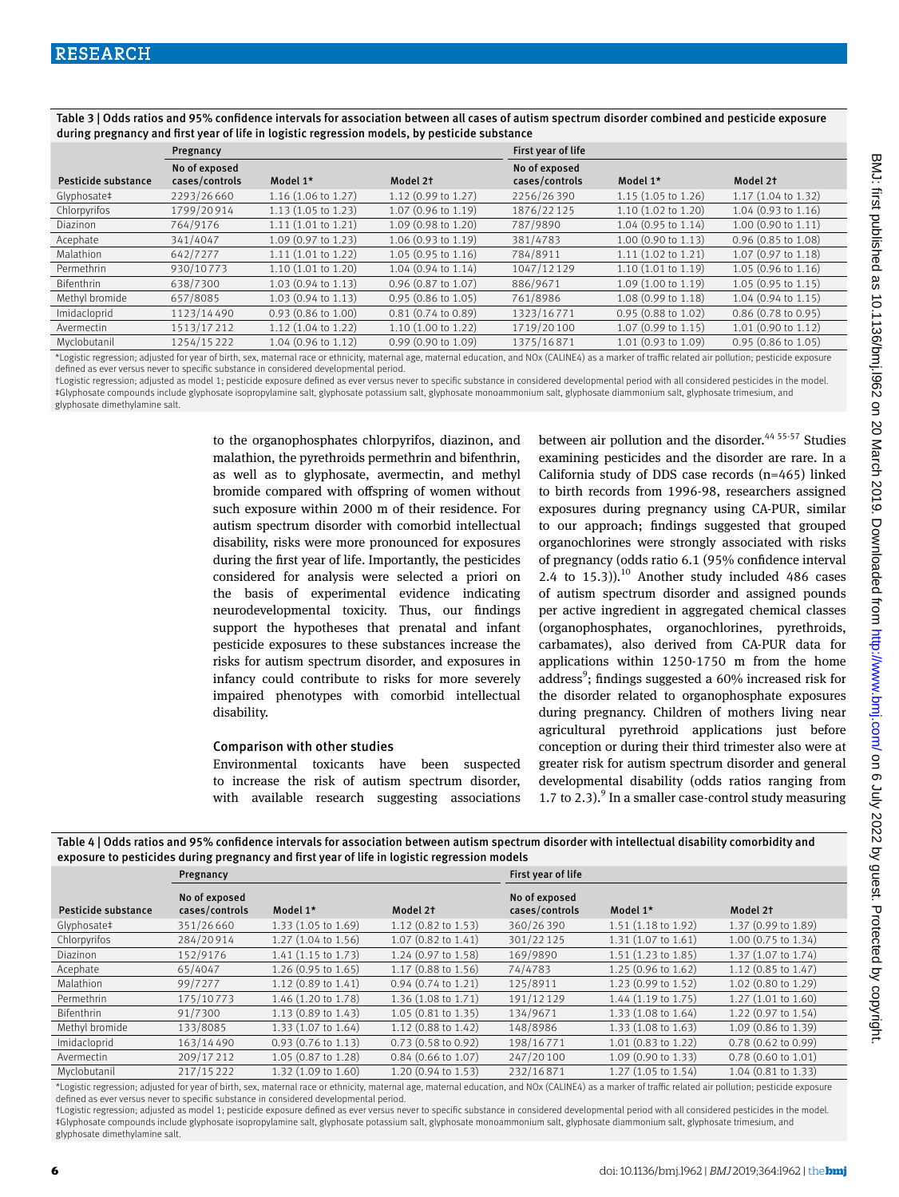Table 3 | Odds ratios and 95% confidence intervals for association between all cases of autism spectrum disorder combined and pesticide exposure during pregnancy and first year of life in logistic regression models, by pesticide substance

| | Pregnancy | | | First year of life | | |
|---|---|---|---|---|---|---|
| Pesticide substance | No of exposed cases/controls | Model 1* | Model 2† | No of exposed cases/controls | Model 1* | Model 2† |
| Glyphosate‡ | 2293/26660 | 1.16 (1.06 to 1.27) | 1.12 (0.99 to 1.27) | 2256/26390 | 1.15 (1.05 to 1.26) | 1.17 (1.04 to 1.32) |
| Chlorpyrifos | 1799/20914 | 1.13 (1.05 to 1.23) | 1.07 (0.96 to 1.19) | 1876/22125 | 1.10 (1.02 to 1.20) | 1.04 (0.93 to 1.16) |
| Diazinon | 764/9176 | 1.11 (1.01 to 1.21) | 1.09 (0.98 to 1.20) | 787/9890 | 1.04 (0.95 to 1.14) | 1.00 (0.90 to 1.11) |
| Acephate | 341/4047 | 1.09 (0.97 to 1.23) | 1.06 (0.93 to 1.19) | 381/4783 | 1.00 (0.90 to 1.13) | 0.96 (0.85 to 1.08) |
| Malathion | 642/7277 | 1.11 (1.01 to 1.22) | 1.05 (0.95 to 1.16) | 784/8911 | 1.11 (1.02 to 1.21) | 1.07 (0.97 to 1.18) |
| Permethrin | 930/10773 | 1.10 (1.01 to 1.20) | 1.04 (0.94 to 1.14) | 1047/12129 | 1.10 (1.01 to 1.19) | 1.05 (0.96 to 1.16) |
| Bifenthrin | 638/7300 | 1.03 (0.94 to 1.13) | 0.96 (0.87 to 1.07) | 886/9671 | 1.09 (1.00 to 1.19) | 1.05 (0.95 to 1.15) |
| Methyl bromide | 657/8085 | 1.03 (0.94 to 1.13) | 0.95 (0.86 to 1.05) | 761/8986 | 1.08 (0.99 to 1.18) | 1.04 (0.94 to 1.15) |
| Imidacloprid | 1123/14490 | 0.93 (0.86 to 1.00) | 0.81 (0.74 to 0.89) | 1323/16771 | 0.95 (0.88 to 1.02) | 0.86 (0.78 to 0.95) |
| Avermectin | 1513/17212 | 1.12 (1.04 to 1.22) | 1.10 (1.00 to 1.22) | 1719/20100 | 1.07 (0.99 to 1.15) | 1.01 (0.90 to 1.12) |
| Myclobutanil | 1254/15222 | 1.04 (0.96 to 1.12) | 0.99 (0.90 to 1.09) | 1375/16871 | 1.01 (0.93 to 1.09) | 0.95 (0.86 to 1.05) |

*Logistic regression; adjusted for year of birth, sex, maternal race or ethnicity, maternal age, maternal education, and NOx (CALINE4) as a marker of traffic related air pollution; pesticide exposure defined as ever versus never to specific substance in considered developmental period.
†Logistic regression; adjusted as model 1; pesticide exposure defined as ever versus never to specific substance in considered developmental period with all considered pesticides in the model.
‡Glyphosate compounds include glyphosate isopropylamine salt, glyphosate potassium salt, glyphosate monoammonium salt, glyphosate diammonium salt, glyphosate trimesium, and glyphosate dimethylamine salt.

to the organophosphates chlorpyrifos, diazinon, and malathion, the pyrethroids permethrin and bifenthrin, as well as to glyphosate, avermectin, and methyl bromide compared with offspring of women without such exposure within 2000 m of their residence. For autism spectrum disorder with comorbid intellectual disability, risks were more pronounced for exposures during the first year of life. Importantly, the pesticides considered for analysis were selected a priori on the basis of experimental evidence indicating neurodevelopmental toxicity. Thus, our findings support the hypotheses that prenatal and infant pesticide exposures to these substances increase the risks for autism spectrum disorder, and exposures in infancy could contribute to risks for more severely impaired phenotypes with comorbid intellectual disability.

### Comparison with other studies

Environmental toxicants have been suspected to increase the risk of autism spectrum disorder, with available research suggesting associations between air pollution and the disorder.[44 55-57] Studies examining pesticides and the disorder are rare. In a California study of DDS case records (n=465) linked to birth records from 1996-98, researchers assigned exposures during pregnancy using CA-PUR, similar to our approach; findings suggested that grouped organochlorines were strongly associated with risks of pregnancy (odds ratio 6.1 (95% confidence interval 2.4 to 15.3)).[10] Another study included 486 cases of autism spectrum disorder and assigned pounds per active ingredient in aggregated chemical classes (organophosphates, organochlorines, pyrethroids, carbamates), also derived from CA-PUR data for applications within 1250-1750 m from the home address[9]; findings suggested a 60% increased risk for the disorder related to organophosphate exposures during pregnancy. Children of mothers living near agricultural pyrethroid applications just before conception or during their third trimester also were at greater risk for autism spectrum disorder and general developmental disability (odds ratios ranging from 1.7 to 2.3).[9] In a smaller case-control study measuring

Table 4 | Odds ratios and 95% confidence intervals for association between autism spectrum disorder with intellectual disability comorbidity and exposure to pesticides during pregnancy and first year of life in logistic regression models

| | Pregnancy | | | First year of life | | |
|---|---|---|---|---|---|---|
| Pesticide substance | No of exposed cases/controls | Model 1* | Model 2† | No of exposed cases/controls | Model 1* | Model 2† |
| Glyphosate‡ | 351/26660 | 1.33 (1.05 to 1.69) | 1.12 (0.82 to 1.53) | 360/26390 | 1.51 (1.18 to 1.92) | 1.37 (0.99 to 1.89) |
| Chlorpyrifos | 284/20914 | 1.27 (1.04 to 1.56) | 1.07 (0.82 to 1.41) | 301/22125 | 1.31 (1.07 to 1.61) | 1.00 (0.75 to 1.34) |
| Diazinon | 152/9176 | 1.41 (1.15 to 1.73) | 1.24 (0.97 to 1.58) | 169/9890 | 1.51 (1.23 to 1.85) | 1.37 (1.07 to 1.74) |
| Acephate | 65/4047 | 1.26 (0.95 to 1.65) | 1.17 (0.88 to 1.56) | 74/4783 | 1.25 (0.96 to 1.62) | 1.12 (0.85 to 1.47) |
| Malathion | 99/7277 | 1.12 (0.89 to 1.41) | 0.94 (0.74 to 1.21) | 125/8911 | 1.23 (0.99 to 1.52) | 1.02 (0.80 to 1.29) |
| Permethrin | 175/10773 | 1.46 (1.20 to 1.78) | 1.36 (1.08 to 1.71) | 191/12129 | 1.44 (1.19 to 1.75) | 1.27 (1.01 to 1.60) |
| Bifenthrin | 91/7300 | 1.13 (0.89 to 1.43) | 1.05 (0.81 to 1.35) | 134/9671 | 1.33 (1.08 to 1.64) | 1.22 (0.97 to 1.54) |
| Methyl bromide | 133/8085 | 1.33 (1.07 to 1.64) | 1.12 (0.88 to 1.42) | 148/8986 | 1.33 (1.08 to 1.63) | 1.09 (0.86 to 1.39) |
| Imidacloprid | 163/14490 | 0.93 (0.76 to 1.13) | 0.73 (0.58 to 0.92) | 198/16771 | 1.01 (0.83 to 1.22) | 0.78 (0.62 to 0.99) |
| Avermectin | 209/17212 | 1.05 (0.87 to 1.28) | 0.84 (0.66 to 1.07) | 247/20100 | 1.09 (0.90 to 1.33) | 0.78 (0.60 to 1.01) |
| Myclobutanil | 217/15222 | 1.32 (1.09 to 1.60) | 1.20 (0.94 to 1.53) | 232/16871 | 1.27 (1.05 to 1.54) | 1.04 (0.81 to 1.33) |

*Logistic regression; adjusted for year of birth, sex, maternal race or ethnicity, maternal age, maternal education, and NOx (CALINE4) as a marker of traffic related air pollution; pesticide exposure defined as ever versus never to specific substance in considered developmental period.
†Logistic regression; adjusted as model 1; pesticide exposure defined as ever versus never to specific substance in considered developmental period with all considered pesticides in the model.
‡Glyphosate compounds include glyphosate isopropylamine salt, glyphosate potassium salt, glyphosate monoammonium salt, glyphosate diammonium salt, glyphosate trimesium, and glyphosate dimethylamine salt.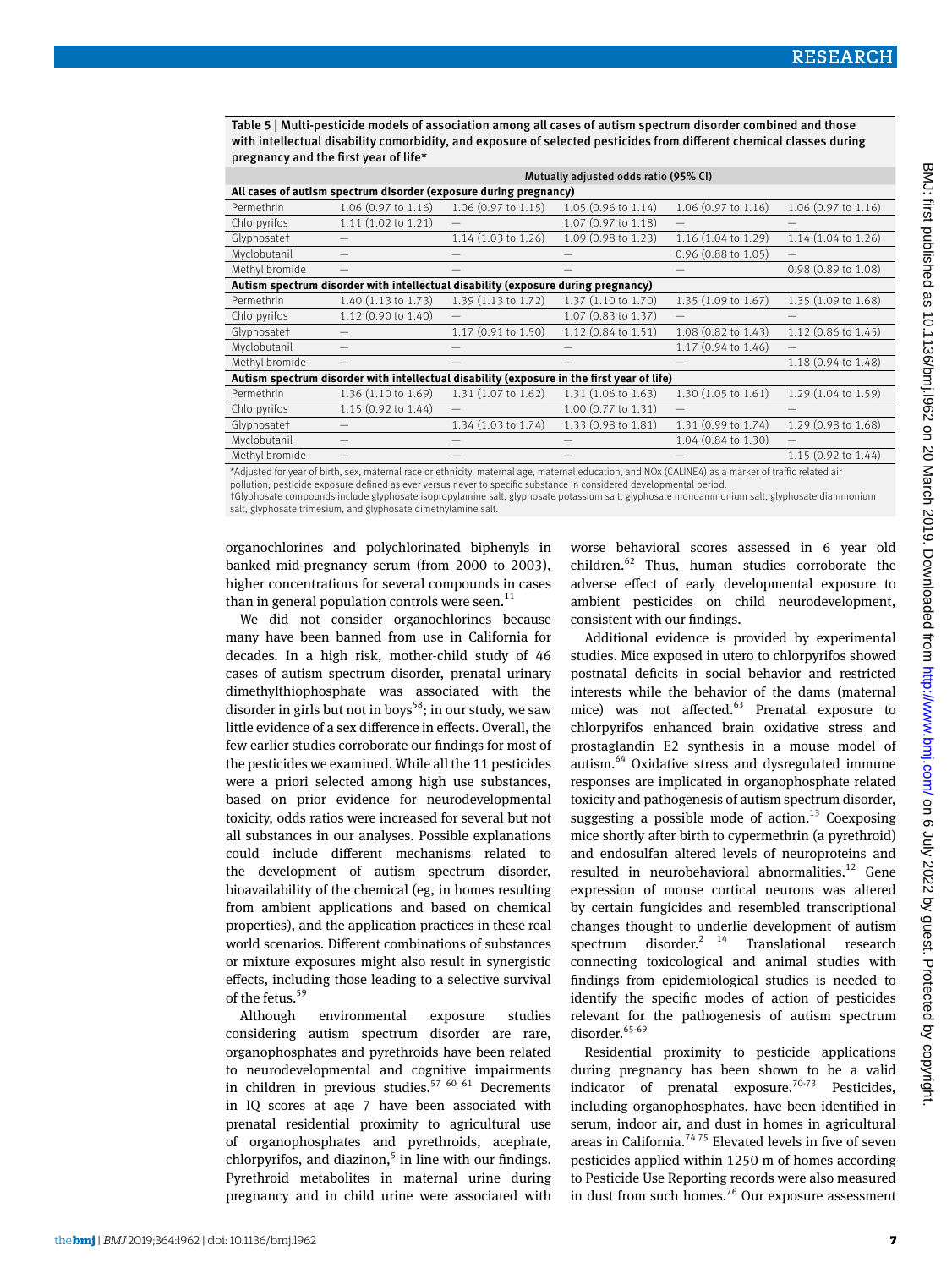Table 5 | Multi-pesticide models of association among all cases of autism spectrum disorder combined and those with intellectual disability comorbidity, and exposure of selected pesticides from different chemical classes during pregnancy and the first year of life*

| | Mutually adjusted odds ratio (95% CI) | | | | |
|---|---|---|---|---|---|
| **All cases of autism spectrum disorder (exposure during pregnancy)** | | | | | |
| Permethrin | 1.06 (0.97 to 1.16) | 1.06 (0.97 to 1.15) | 1.05 (0.96 to 1.14) | 1.06 (0.97 to 1.16) | 1.06 (0.97 to 1.16) |
| Chlorpyrifos | 1.11 (1.02 to 1.21) | — | 1.07 (0.97 to 1.18) | — | — |
| Glyphosate† | — | 1.14 (1.03 to 1.26) | 1.09 (0.98 to 1.23) | 1.16 (1.04 to 1.29) | 1.14 (1.04 to 1.26) |
| Myclobutanil | — | — | — | 0.96 (0.88 to 1.05) | — |
| Methyl bromide | — | — | — | — | 0.98 (0.89 to 1.08) |
| **Autism spectrum disorder with intellectual disability (exposure during pregnancy)** | | | | | |
| Permethrin | 1.40 (1.13 to 1.73) | 1.39 (1.13 to 1.72) | 1.37 (1.10 to 1.70) | 1.35 (1.09 to 1.67) | 1.35 (1.09 to 1.68) |
| Chlorpyrifos | 1.12 (0.90 to 1.40) | — | 1.07 (0.83 to 1.37) | — | — |
| Glyphosate† | — | 1.17 (0.91 to 1.50) | 1.12 (0.84 to 1.51) | 1.08 (0.82 to 1.43) | 1.12 (0.86 to 1.45) |
| Myclobutanil | — | — | — | 1.17 (0.94 to 1.46) | — |
| Methyl bromide | — | — | — | — | 1.18 (0.94 to 1.48) |
| **Autism spectrum disorder with intellectual disability (exposure in the first year of life)** | | | | | |
| Permethrin | 1.36 (1.10 to 1.69) | 1.31 (1.07 to 1.62) | 1.31 (1.06 to 1.63) | 1.30 (1.05 to 1.61) | 1.29 (1.04 to 1.59) |
| Chlorpyrifos | 1.15 (0.92 to 1.44) | — | 1.00 (0.77 to 1.31) | — | — |
| Glyphosate† | — | 1.34 (1.03 to 1.74) | 1.33 (0.98 to 1.81) | 1.31 (0.99 to 1.74) | 1.29 (0.98 to 1.68) |
| Myclobutanil | — | — | — | 1.04 (0.84 to 1.30) | — |
| Methyl bromide | — | — | — | — | 1.15 (0.92 to 1.44) |

*Adjusted for year of birth, sex, maternal race or ethnicity, maternal age, maternal education, and NOx (CALINE4) as a marker of traffic related air pollution; pesticide exposure defined as ever versus never to specific substance in considered developmental period.
†Glyphosate compounds include glyphosate isopropylamine salt, glyphosate potassium salt, glyphosate monoammonium salt, glyphosate diammonium salt, glyphosate trimesium, and glyphosate dimethylamine salt.

organochlorines and polychlorinated biphenyls in banked mid-pregnancy serum (from 2000 to 2003), higher concentrations for several compounds in cases than in general population controls were seen.[11]

We did not consider organochlorines because many have been banned from use in California for decades. In a high risk, mother-child study of 46 cases of autism spectrum disorder, prenatal urinary dimethylthiophosphate was associated with the disorder in girls but not in boys[58]; in our study, we saw little evidence of a sex difference in effects. Overall, the few earlier studies corroborate our findings for most of the pesticides we examined. While all the 11 pesticides were a priori selected among high use substances, based on prior evidence for neurodevelopmental toxicity, odds ratios were increased for several but not all substances in our analyses. Possible explanations could include different mechanisms related to the development of autism spectrum disorder, bioavailability of the chemical (eg, in homes resulting from ambient applications and based on chemical properties), and the application practices in these real world scenarios. Different combinations of substances or mixture exposures might also result in synergistic effects, including those leading to a selective survival of the fetus.[59]

Although environmental exposure studies considering autism spectrum disorder are rare, organophosphates and pyrethroids have been related to neurodevelopmental and cognitive impairments in children in previous studies.[57,60,61] Decrements in IQ scores at age 7 have been associated with prenatal residential proximity to agricultural use of organophosphates and pyrethroids, acephate, chlorpyrifos, and diazinon,[5] in line with our findings. Pyrethroid metabolites in maternal urine during pregnancy and in child urine were associated with worse behavioral scores assessed in 6 year old children.[62] Thus, human studies corroborate the adverse effect of early developmental exposure to ambient pesticides on child neurodevelopment, consistent with our findings.

Additional evidence is provided by experimental studies. Mice exposed in utero to chlorpyrifos showed postnatal deficits in social behavior and restricted interests while the behavior of the dams (maternal mice) was not affected.[63] Prenatal exposure to chlorpyrifos enhanced brain oxidative stress and prostaglandin E2 synthesis in a mouse model of autism.[64] Oxidative stress and dysregulated immune responses are implicated in organophosphate related toxicity and pathogenesis of autism spectrum disorder, suggesting a possible mode of action.[13] Coexposing mice shortly after birth to cypermethrin (a pyrethroid) and endosulfan altered levels of neuroproteins and resulted in neurobehavioral abnormalities.[12] Gene expression of mouse cortical neurons was altered by certain fungicides and resembled transcriptional changes thought to underlie development of autism spectrum disorder.[2,14] Translational research connecting toxicological and animal studies with findings from epidemiological studies is needed to identify the specific modes of action of pesticides relevant for the pathogenesis of autism spectrum disorder.[65-69]

Residential proximity to pesticide applications during pregnancy has been shown to be a valid indicator of prenatal exposure.[70-73] Pesticides, including organophosphates, have been identified in serum, indoor air, and dust in homes in agricultural areas in California.[74,75] Elevated levels in five of seven pesticides applied within 1250 m of homes according to Pesticide Use Reporting records were also measured in dust from such homes.[76] Our exposure assessment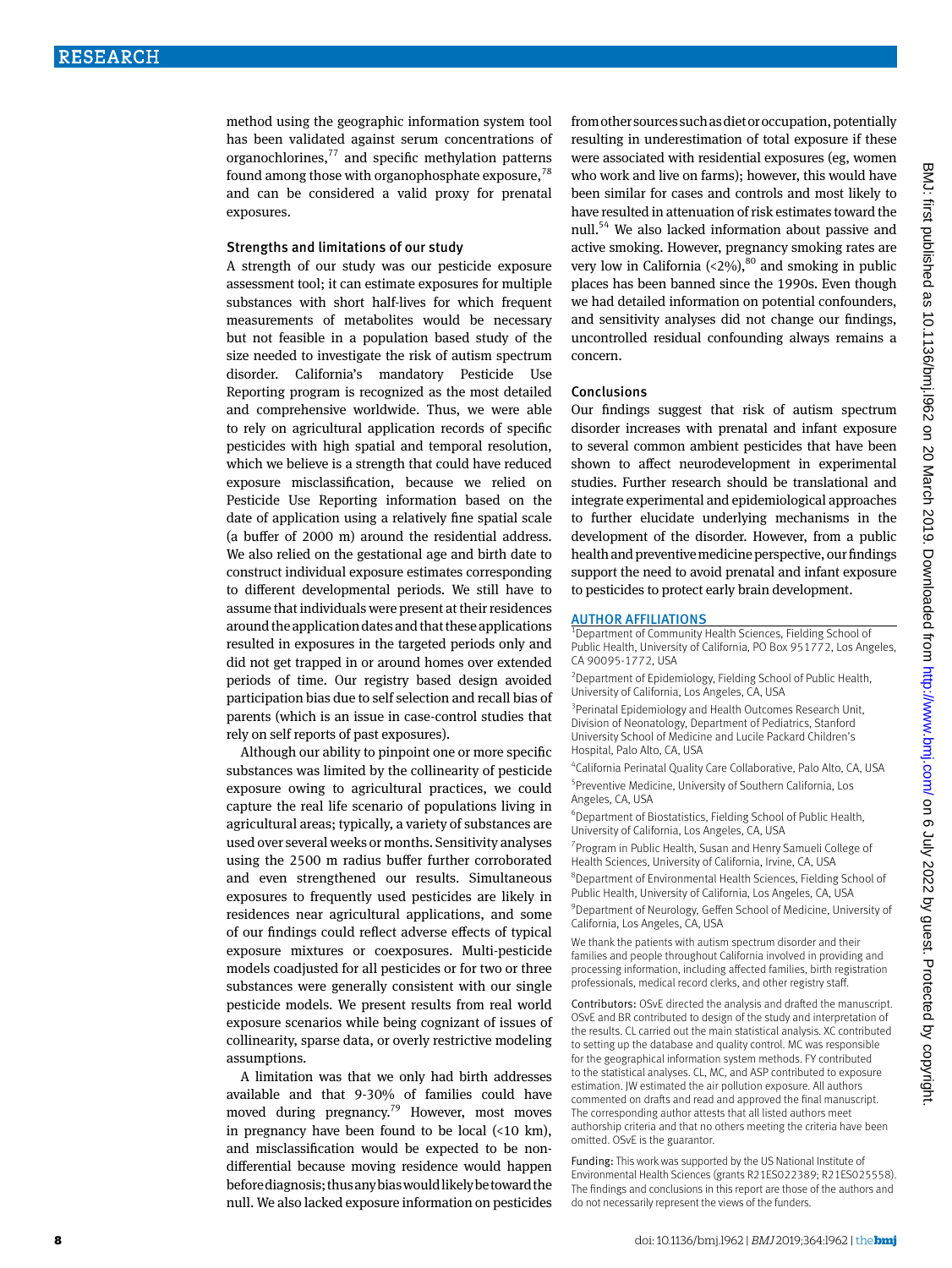method using the geographic information system tool has been validated against serum concentrations of organochlorines,[77] and specific methylation patterns found among those with organophosphate exposure,[78] and can be considered a valid proxy for prenatal exposures.

## Strengths and limitations of our study

A strength of our study was our pesticide exposure assessment tool; it can estimate exposures for multiple substances with short half-lives for which frequent measurements of metabolites would be necessary but not feasible in a population based study of the size needed to investigate the risk of autism spectrum disorder. California's mandatory Pesticide Use Reporting program is recognized as the most detailed and comprehensive worldwide. Thus, we were able to rely on agricultural application records of specific pesticides with high spatial and temporal resolution, which we believe is a strength that could have reduced exposure misclassification, because we relied on Pesticide Use Reporting information based on the date of application using a relatively fine spatial scale (a buffer of 2000 m) around the residential address. We also relied on the gestational age and birth date to construct individual exposure estimates corresponding to different developmental periods. We still have to assume that individuals were present at their residences around the application dates and that these applications resulted in exposures in the targeted periods only and did not get trapped in or around homes over extended periods of time. Our registry based design avoided participation bias due to self selection and recall bias of parents (which is an issue in case-control studies that rely on self reports of past exposures).

Although our ability to pinpoint one or more specific substances was limited by the collinearity of pesticide exposure owing to agricultural practices, we could capture the real life scenario of populations living in agricultural areas; typically, a variety of substances are used over several weeks or months. Sensitivity analyses using the 2500 m radius buffer further corroborated and even strengthened our results. Simultaneous exposures to frequently used pesticides are likely in residences near agricultural applications, and some of our findings could reflect adverse effects of typical exposure mixtures or coexposures. Multi-pesticide models coadjusted for all pesticides or for two or three substances were generally consistent with our single pesticide models. We present results from real world exposure scenarios while being cognizant of issues of collinearity, sparse data, or overly restrictive modeling assumptions.

A limitation was that we only had birth addresses available and that 9-30% of families could have moved during pregnancy.[79] However, most moves in pregnancy have been found to be local (<10 km), and misclassification would be expected to be non-differential because moving residence would happen before diagnosis; thus any bias would likely be toward the null. We also lacked exposure information on pesticides from other sources such as diet or occupation, potentially resulting in underestimation of total exposure if these were associated with residential exposures (eg, women who work and live on farms); however, this would have been similar for cases and controls and most likely to have resulted in attenuation of risk estimates toward the null.[54] We also lacked information about passive and active smoking. However, pregnancy smoking rates are very low in California (<2%),[80] and smoking in public places has been banned since the 1990s. Even though we had detailed information on potential confounders, and sensitivity analyses did not change our findings, uncontrolled residual confounding always remains a concern.

## Conclusions

Our findings suggest that risk of autism spectrum disorder increases with prenatal and infant exposure to several common ambient pesticides that have been shown to affect neurodevelopment in experimental studies. Further research should be translational and integrate experimental and epidemiological approaches to further elucidate underlying mechanisms in the development of the disorder. However, from a public health and preventive medicine perspective, our findings support the need to avoid prenatal and infant exposure to pesticides to protect early brain development.

## AUTHOR AFFILIATIONS

[1]Department of Community Health Sciences, Fielding School of Public Health, University of California, PO Box 951772, Los Angeles, CA 90095-1772, USA

[2]Department of Epidemiology, Fielding School of Public Health, University of California, Los Angeles, CA, USA

[3]Perinatal Epidemiology and Health Outcomes Research Unit, Division of Neonatology, Department of Pediatrics, Stanford University School of Medicine and Lucile Packard Children's Hospital, Palo Alto, CA, USA

[4]California Perinatal Quality Care Collaborative, Palo Alto, CA, USA

[5]Preventive Medicine, University of Southern California, Los Angeles, CA, USA

[6]Department of Biostatistics, Fielding School of Public Health, University of California, Los Angeles, CA, USA

[7]Program in Public Health, Susan and Henry Samueli College of Health Sciences, University of California, Irvine, CA, USA

[8]Department of Environmental Health Sciences, Fielding School of Public Health, University of California, Los Angeles, CA, USA

[9]Department of Neurology, Geffen School of Medicine, University of California, Los Angeles, CA, USA

We thank the patients with autism spectrum disorder and their families and people throughout California involved in providing and processing information, including affected families, birth registration professionals, medical record clerks, and other registry staff.

Contributors: OSvE directed the analysis and drafted the manuscript. OSvE and BR contributed to design of the study and interpretation of the results. CL carried out the main statistical analysis. XC contributed to setting up the database and quality control. MC was responsible for the geographical information system methods. FY contributed to the statistical analyses. CL, MC, and ASP contributed to exposure estimation. JW estimated the air pollution exposure. All authors commented on drafts and read and approved the final manuscript. The corresponding author attests that all listed authors meet authorship criteria and that no others meeting the criteria have been omitted. OSvE is the guarantor.

Funding: This work was supported by the US National Institute of Environmental Health Sciences (grants R21ES022389; R21ES025558). The findings and conclusions in this report are those of the authors and do not necessarily represent the views of the funders.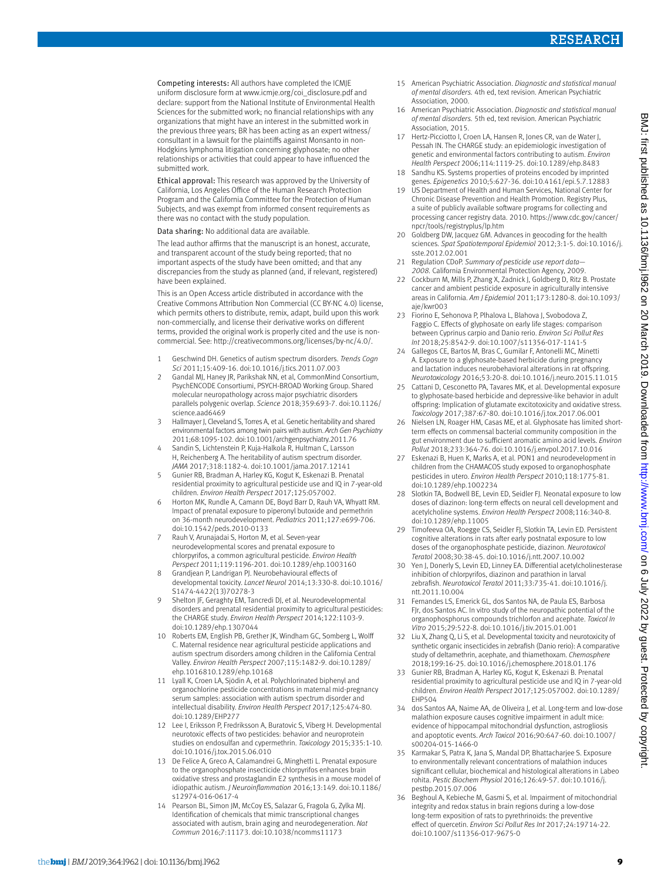**Competing interests:** All authors have completed the ICMJE uniform disclosure form at www.icmje.org/coi_disclosure.pdf and declare: support from the National Institute of Environmental Health Sciences for the submitted work; no financial relationships with any organizations that might have an interest in the submitted work in the previous three years; BR has been acting as an expert witness/consultant in a lawsuit for the plaintiffs against Monsanto in non-Hodgkins lymphoma litigation concerning glyphosate; no other relationships or activities that could appear to have influenced the submitted work.

**Ethical approval:** This research was approved by the University of California, Los Angeles Office of the Human Research Protection Program and the California Committee for the Protection of Human Subjects, and was exempt from informed consent requirements as there was no contact with the study population.

**Data sharing:** No additional data are available.

The lead author affirms that the manuscript is an honest, accurate, and transparent account of the study being reported; that no important aspects of the study have been omitted; and that any discrepancies from the study as planned (and, if relevant, registered) have been explained.

This is an Open Access article distributed in accordance with the Creative Commons Attribution Non Commercial (CC BY-NC 4.0) license, which permits others to distribute, remix, adapt, build upon this work non-commercially, and license their derivative works on different terms, provided the original work is properly cited and the use is non-commercial. See: http://creativecommons.org/licenses/by-nc/4.0/.

1. Geschwind DH. Genetics of autism spectrum disorders. *Trends Cogn Sci* 2011;15:409-16. doi:10.1016/j.tics.2011.07.003
2. Gandal MJ, Haney JR, Parikshak NN, et al, CommonMind Consortium, PsychENCODE Consortiumi, PSYCH-BROAD Working Group. Shared molecular neuropathology across major psychiatric disorders parallels polygenic overlap. *Science* 2018;359:693-7. doi:10.1126/science.aad6469
3. Hallmayer J, Cleveland S, Torres A, et al. Genetic heritability and shared environmental factors among twin pairs with autism. *Arch Gen Psychiatry* 2011;68:1095-102. doi:10.1001/archgenpsychiatry.2011.76
4. Sandin S, Lichtenstein P, Kuja-Halkola R, Hultman C, Larsson H, Reichenberg A. The heritability of autism spectrum disorder. *JAMA* 2017;318:1182-4. doi:10.1001/jama.2017.12141
5. Gunier RB, Bradman A, Harley KG, Kogut K, Eskenazi B. Prenatal residential proximity to agricultural pesticide use and IQ in 7-year-old children. *Environ Health Perspect* 2017;125:057002.
6. Horton MK, Rundle A, Camann DE, Boyd Barr D, Rauh VA, Whyatt RM. Impact of prenatal exposure to piperonyl butoxide and permethrin on 36-month neurodevelopment. *Pediatrics* 2011;127:e699-706. doi:10.1542/peds.2010-0133
7. Rauh V, Arunajadai S, Horton M, et al. Seven-year neurodevelopmental scores and prenatal exposure to chlorpyrifos, a common agricultural pesticide. *Environ Health Perspect* 2011;119:1196-201. doi:10.1289/ehp.1003160
8. Grandjean P, Landrigan PJ. Neurobehavioural effects of developmental toxicity. *Lancet Neurol* 2014;13:330-8. doi:10.1016/S1474-4422(13)70278-3
9. Shelton JF, Geraghty EM, Tancredi DJ, et al. Neurodevelopmental disorders and prenatal residential proximity to agricultural pesticides: the CHARGE study. *Environ Health Perspect* 2014;122:1103-9. doi:10.1289/ehp.1307044
10. Roberts EM, English PB, Grether JK, Windham GC, Somberg L, Wolff C. Maternal residence near agricultural pesticide applications and autism spectrum disorders among children in the California Central Valley. *Environ Health Perspect* 2007;115:1482-9. doi:10.1289/ehp.1016810.1289/ehp.10168
11. Lyall K, Croen LA, Sjödin A, et al. Polychlorinated biphenyl and organochlorine pesticide concentrations in maternal mid-pregnancy serum samples: association with autism spectrum disorder and intellectual disability. *Environ Health Perspect* 2017;125:474-80. doi:10.1289/EHP277
12. Lee I, Eriksson P, Fredriksson A, Buratovic S, Viberg H. Developmental neurotoxic effects of two pesticides: behavior and neuroprotein studies on endosulfan and cypermethrin. *Toxicology* 2015;335:1-10. doi:10.1016/j.tox.2015.06.010
13. De Felice A, Greco A, Calamandrei G, Minghetti L. Prenatal exposure to the organophosphate insecticide chlorpyrifos enhances brain oxidative stress and prostaglandin E2 synthesis in a mouse model of idiopathic autism. *J Neuroinflammation* 2016;13:149. doi:10.1186/s12974-016-0617-4
14. Pearson BL, Simon JM, McCoy ES, Salazar G, Fragola G, Zylka MJ. Identification of chemicals that mimic transcriptional changes associated with autism, brain aging and neurodegeneration. *Nat Commun* 2016;7:11173. doi:10.1038/ncomms11173
15. American Psychiatric Association. *Diagnostic and statistical manual of mental disorders.* 4th ed, text revision. American Psychiatric Association, 2000.
16. American Psychiatric Association. *Diagnostic and statistical manual of mental disorders.* 5th ed, text revision. American Psychiatric Association, 2015.
17. Hertz-Picciotto I, Croen LA, Hansen R, Jones CR, van de Water J, Pessah IN. The CHARGE study: an epidemiologic investigation of genetic and environmental factors contributing to autism. *Environ Health Perspect* 2006;114:1119-25. doi:10.1289/ehp.8483
18. Sandhu KS. Systems properties of proteins encoded by imprinted genes. *Epigenetics* 2010;5:627-36. doi:10.4161/epi.5.7.12883
19. US Department of Health and Human Services, National Center for Chronic Disease Prevention and Health Promotion. Registry Plus, a suite of publicly available software programs for collecting and processing cancer registry data. 2010. https://www.cdc.gov/cancer/npcr/tools/registryplus/lp.htm
20. Goldberg DW, Jacquez GM. Advances in geocoding for the health sciences. *Spat Spatiotemporal Epidemiol* 2012;3:1-5. doi:10.1016/j.sste.2012.02.001
21. Regulation CDoP. *Summary of pesticide use report data—2008.* California Environmental Protection Agency, 2009.
22. Cockburn M, Mills P, Zhang X, Zadnick J, Goldberg D, Ritz B. Prostate cancer and ambient pesticide exposure in agriculturally intensive areas in California. *Am J Epidemiol* 2011;173:1280-8. doi:10.1093/aje/kwr003
23. Fiorino E, Sehonova P, Plhalova L, Blahova J, Svobodova Z, Faggio C. Effects of glyphosate on early life stages: comparison between Cyprinus carpio and Danio rerio. *Environ Sci Pollut Res Int* 2018;25:8542-9. doi:10.1007/s11356-017-1141-5
24. Gallegos CE, Bartos M, Bras C, Gumilar F, Antonelli MC, Minetti A. Exposure to a glyphosate-based herbicide during pregnancy and lactation induces neurobehavioral alterations in rat offspring. *Neurotoxicology* 2016;53:20-8. doi:10.1016/j.neuro.2015.11.015
25. Cattani D, Cesconetto PA, Tavares MK, et al. Developmental exposure to glyphosate-based herbicide and depressive-like behavior in adult offspring: Implication of glutamate excitotoxicity and oxidative stress. *Toxicology* 2017;387:67-80. doi:10.1016/j.tox.2017.06.001
26. Nielsen LN, Roager HM, Casas ME, et al. Glyphosate has limited short-term effects on commensal bacterial community composition in the gut environment due to sufficient aromatic amino acid levels. *Environ Pollut* 2018;233:364-76. doi:10.1016/j.envpol.2017.10.016
27. Eskenazi B, Huen K, Marks A, et al. PON1 and neurodevelopment in children from the CHAMACOS study exposed to organophosphate pesticides in utero. *Environ Health Perspect* 2010;118:1775-81. doi:10.1289/ehp.1002234
28. Slotkin TA, Bodwell BE, Levin ED, Seidler FJ. Neonatal exposure to low doses of diazinon: long-term effects on neural cell development and acetylcholine systems. *Environ Health Perspect* 2008;116:340-8. doi:10.1289/ehp.11005
29. Timofeeva OA, Roegge CS, Seidler FJ, Slotkin TA, Levin ED. Persistent cognitive alterations in rats after early postnatal exposure to low doses of the organophosphate pesticide, diazinon. *Neurotoxicol Teratol* 2008;30:38-45. doi:10.1016/j.ntt.2007.10.002
30. Yen J, Donerly S, Levin ED, Linney EA. Differential acetylcholinesterase inhibition of chlorpyrifos, diazinon and parathion in larval zebrafish. *Neurotoxicol Teratol* 2011;33:735-41. doi:10.1016/j.ntt.2011.10.004
31. Fernandes LS, Emerick GL, dos Santos NA, de Paula ES, Barbosa FJr, dos Santos AC. In vitro study of the neuropathic potential of the organophosphorus compounds trichlorfon and acephate. *Toxicol In Vitro* 2015;29:522-8. doi:10.1016/j.tiv.2015.01.001
32. Liu X, Zhang Q, Li S, et al. Developmental toxicity and neurotoxicity of synthetic organic insecticides in zebrafish (Danio rerio): A comparative study of deltamethrin, acephate, and thiamethoxam. *Chemosphere* 2018;199:16-25. doi:10.1016/j.chemosphere.2018.01.176
33. Gunier RB, Bradman A, Harley KG, Kogut K, Eskenazi B. Prenatal residential proximity to agricultural pesticide use and IQ in 7-year-old children. *Environ Health Perspect* 2017;125:057002. doi:10.1289/EHP504
34. dos Santos AA, Naime AA, de Oliveira J, et al. Long-term and low-dose malathion exposure causes cognitive impairment in adult mice: evidence of hippocampal mitochondrial dysfunction, astrogliosis and apoptotic events. *Arch Toxicol* 2016;90:647-60. doi:10.1007/s00204-015-1466-0
35. Karmakar S, Patra K, Jana S, Mandal DP, Bhattacharjee S. Exposure to environmentally relevant concentrations of malathion induces significant cellular, biochemical and histological alterations in Labeo rohita. *Pestic Biochem Physiol* 2016;126:49-57. doi:10.1016/j.pestbp.2015.07.006
36. Beghoul A, Kebieche M, Gasmi S, et al. Impairment of mitochondrial integrity and redox status in brain regions during a low-dose long-term exposition of rats to pyrethrinoids: the preventive effect of quercetin. *Environ Sci Pollut Res Int* 2017;24:19714-22. doi:10.1007/s11356-017-9675-0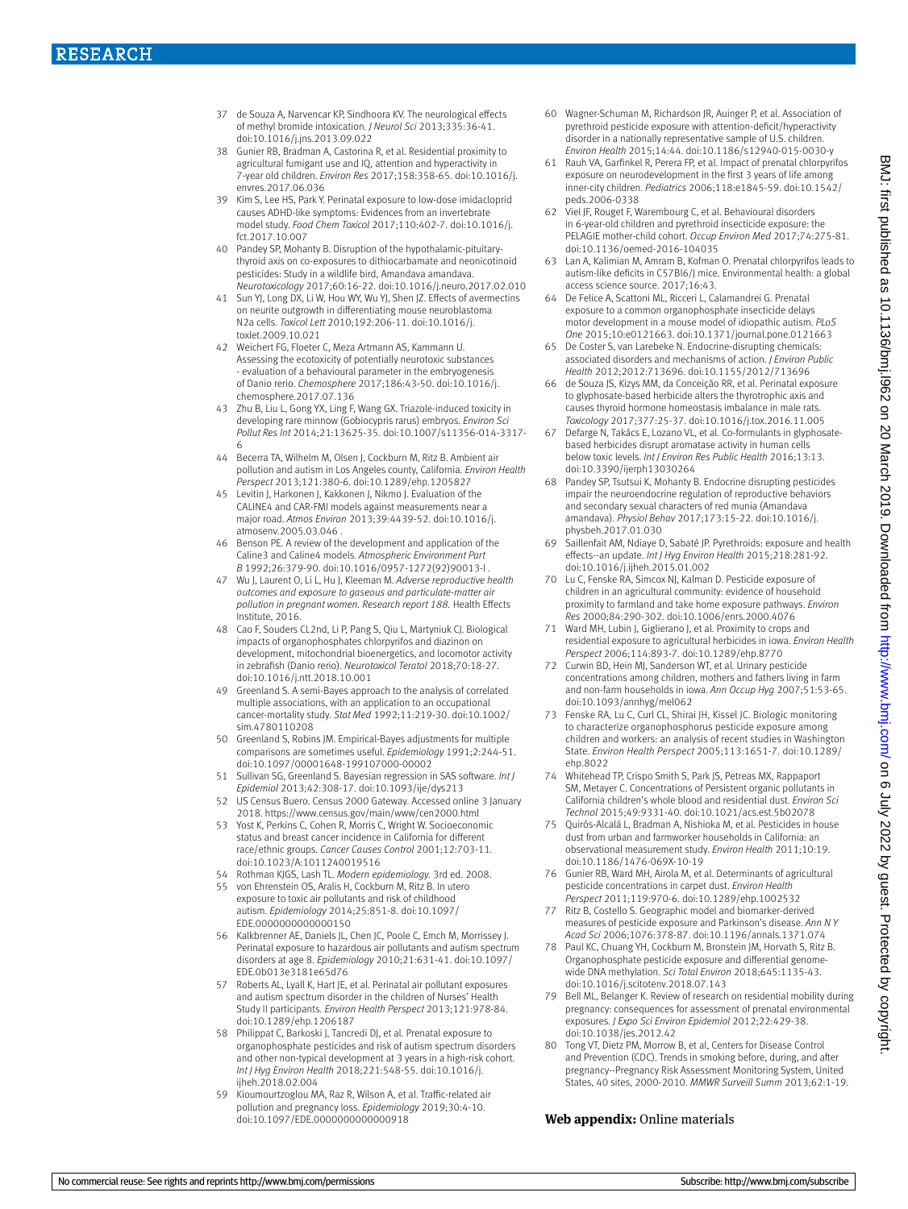37 de Souza A, Narvencar KP, Sindhoora KV. The neurological effects of methyl bromide intoxication. *J Neurol Sci* 2013;335:36-41. doi:10.1016/j.jns.2013.09.022

38 Gunier RB, Bradman A, Castorina R, et al. Residential proximity to agricultural fumigant use and IQ, attention and hyperactivity in 7-year old children. *Environ Res* 2017;158:358-65. doi:10.1016/j.envres.2017.06.036

39 Kim S, Lee HS, Park Y. Perinatal exposure to low-dose imidacloprid causes ADHD-like symptoms: Evidences from an invertebrate model study. *Food Chem Toxicol* 2017;110:402-7. doi:10.1016/j.fct.2017.10.007

40 Pandey SP, Mohanty B. Disruption of the hypothalamic-pituitary-thyroid axis on co-exposures to dithiocarbamate and neonicotinoid pesticides: Study in a wildlife bird, Amandava amandava. *Neurotoxicology* 2017;60:16-22. doi:10.1016/j.neuro.2017.02.010

41 Sun YJ, Long DX, Li W, Hou WY, Wu YJ, Shen JZ. Effects of avermectins on neurite outgrowth in differentiating mouse neuroblastoma N2a cells. *Toxicol Lett* 2010;192:206-11. doi:10.1016/j.toxlet.2009.10.021

42 Weichert FG, Floeter C, Meza Artmann AS, Kammann U. Assessing the ecotoxicity of potentially neurotoxic substances - evaluation of a behavioural parameter in the embryogenesis of Danio rerio. *Chemosphere* 2017;186:43-50. doi:10.1016/j.chemosphere.2017.07.136

43 Zhu B, Liu L, Gong YX, Ling F, Wang GX. Triazole-induced toxicity in developing rare minnow (Gobiocypris rarus) embryos. *Environ Sci Pollut Res Int* 2014;21:13625-35. doi:10.1007/s11356-014-3317-6

44 Becerra TA, Wilhelm M, Olsen J, Cockburn M, Ritz B. Ambient air pollution and autism in Los Angeles county, California. *Environ Health Perspect* 2013;121:380-6. doi:10.1289/ehp.1205827

45 Levitin J, Harkonen J, Kakkonen J, Nikmo J. Evaluation of the CALINE4 and CAR-FMI models against measurements near a major road. *Atmos Environ* 2013;39:4439-52. doi:10.1016/j.atmosenv.2005.03.046 .

46 Benson PE. A review of the development and application of the Caline3 and Caline4 models. *Atmospheric Environment Part B* 1992;26:379-90. doi:10.1016/0957-1272(92)90013-I .

47 Wu J, Laurent O, Li L, Hu J, Kleeman M. *Adverse reproductive health outcomes and exposure to gaseous and particulate-matter air pollution in pregnant women. Research report 188.* Health Effects Institute, 2016.

48 Cao F, Souders CL2nd, Li P, Pang S, Qiu L, Martyniuk CJ. Biological impacts of organophosphates chlorpyrifos and diazinon on development, mitochondrial bioenergetics, and locomotor activity in zebrafish (Danio rerio). *Neurotoxicol Teratol* 2018;70:18-27. doi:10.1016/j.ntt.2018.10.001

49 Greenland S. A semi-Bayes approach to the analysis of correlated multiple associations, with an application to an occupational cancer-mortality study. *Stat Med* 1992;11:219-30. doi:10.1002/sim.4780110208

50 Greenland S, Robins JM. Empirical-Bayes adjustments for multiple comparisons are sometimes useful. *Epidemiology* 1991;2:244-51. doi:10.1097/00001648-199107000-00002

51 Sullivan SG, Greenland S. Bayesian regression in SAS software. *Int J Epidemiol* 2013;42:308-17. doi:10.1093/ije/dys213

52 US Census Buero. Census 2000 Gateway. Accessed online 3 January 2018. https://www.census.gov/main/www/cen2000.html

53 Yost K, Perkins C, Cohen R, Morris C, Wright W. Socioeconomic status and breast cancer incidence in California for different race/ethnic groups. *Cancer Causes Control* 2001;12:703-11. doi:10.1023/A:1011240019516

54 Rothman KJGS, Lash TL. *Modern epidemiology.* 3rd ed. 2008.

55 von Ehrenstein OS, Aralis H, Cockburn M, Ritz B. In utero exposure to toxic air pollutants and risk of childhood autism. *Epidemiology* 2014;25:851-8. doi:10.1097/EDE.0000000000000150

56 Kalkbrenner AE, Daniels JL, Chen JC, Poole C, Emch M, Morrissey J. Perinatal exposure to hazardous air pollutants and autism spectrum disorders at age 8. *Epidemiology* 2010;21:631-41. doi:10.1097/EDE.0b013e3181e65d76

57 Roberts AL, Lyall K, Hart JE, et al. Perinatal air pollutant exposures and autism spectrum disorder in the children of Nurses' Health Study II participants. *Environ Health Perspect* 2013;121:978-84. doi:10.1289/ehp.1206187

58 Philippat C, Barkoski J, Tancredi DJ, et al. Prenatal exposure to organophosphate pesticides and risk of autism spectrum disorders and other non-typical development at 3 years in a high-risk cohort. *Int J Hyg Environ Health* 2018;221:548-55. doi:10.1016/j.ijheh.2018.02.004

59 Kioumourtzoglou MA, Raz R, Wilson A, et al. Traffic-related air pollution and pregnancy loss. *Epidemiology* 2019;30:4-10. doi:10.1097/EDE.0000000000000918

60 Wagner-Schuman M, Richardson JR, Auinger P, et al. Association of pyrethroid pesticide exposure with attention-deficit/hyperactivity disorder in a nationally representative sample of U.S. children. *Environ Health* 2015;14:44. doi:10.1186/s12940-015-0030-y

61 Rauh VA, Garfinkel R, Perera FP, et al. Impact of prenatal chlorpyrifos exposure on neurodevelopment in the first 3 years of life among inner-city children. *Pediatrics* 2006;118:e1845-59. doi:10.1542/peds.2006-0338

62 Viel JF, Rouget F, Warembourg C, et al. Behavioural disorders in 6-year-old children and pyrethroid insecticide exposure: the PELAGIE mother-child cohort. *Occup Environ Med* 2017;74:275-81. doi:10.1136/oemed-2016-104035

63 Lan A, Kalimian M, Amram B, Kofman O. Prenatal chlorpyrifos leads to autism-like deficits in C57Bl6/J mice. Environmental health: a global access science source. 2017;16:43.

64 De Felice A, Scattoni ML, Ricceri L, Calamandrei G. Prenatal exposure to a common organophosphate insecticide delays motor development in a mouse model of idiopathic autism. *PLoS One* 2015;10:e0121663. doi:10.1371/journal.pone.0121663

65 De Coster S, van Larebeke N. Endocrine-disrupting chemicals: associated disorders and mechanisms of action. *J Environ Public Health* 2012;2012:713696. doi:10.1155/2012/713696

66 de Souza JS, Kizys MM, da Conceição RR, et al. Perinatal exposure to glyphosate-based herbicide alters the thyrotrophic axis and causes thyroid hormone homeostasis imbalance in male rats. *Toxicology* 2017;377:25-37. doi:10.1016/j.tox.2016.11.005

67 Defarge N, Takács E, Lozano VL, et al. Co-formulants in glyphosate-based herbicides disrupt aromatase activity in human cells below toxic levels. *Int J Environ Res Public Health* 2016;13:13. doi:10.3390/ijerph13030264

68 Pandey SP, Tsutsui K, Mohanty B. Endocrine disrupting pesticides impair the neuroendocrine regulation of reproductive behaviors and secondary sexual characters of red munia (Amandava amandava). *Physiol Behav* 2017;173:15-22. doi:10.1016/j.physbeh.2017.01.030

69 Saillenfait AM, Ndiaye D, Sabaté JP. Pyrethroids: exposure and health effects--an update. *Int J Hyg Environ Health* 2015;218:281-92. doi:10.1016/j.ijheh.2015.01.002

70 Lu C, Fenske RA, Simcox NJ, Kalman D. Pesticide exposure of children in an agricultural community: evidence of household proximity to farmland and take home exposure pathways. *Environ Res* 2000;84:290-302. doi:10.1006/enrs.2000.4076

71 Ward MH, Lubin J, Giglierano J, et al. Proximity to crops and residential exposure to agricultural herbicides in iowa. *Environ Health Perspect* 2006;114:893-7. doi:10.1289/ehp.8770

72 Curwin BD, Hein MJ, Sanderson WT, et al. Urinary pesticide concentrations among children, mothers and fathers living in farm and non-farm households in iowa. *Ann Occup Hyg* 2007;51:53-65. doi:10.1093/annhyg/mel062

73 Fenske RA, Lu C, Curl CL, Shirai JH, Kissel JC. Biologic monitoring to characterize organophosphorus pesticide exposure among children and workers: an analysis of recent studies in Washington State. *Environ Health Perspect* 2005;113:1651-7. doi:10.1289/ehp.8022

74 Whitehead TP, Crispo Smith S, Park JS, Petreas MX, Rappaport SM, Metayer C. Concentrations of Persistent organic pollutants in California children's whole blood and residential dust. *Environ Sci Technol* 2015;49:9331-40. doi:10.1021/acs.est.5b02078

75 Quirós-Alcalá L, Bradman A, Nishioka M, et al. Pesticides in house dust from urban and farmworker households in California: an observational measurement study. *Environ Health* 2011;10:19. doi:10.1186/1476-069X-10-19

76 Gunier RB, Ward MH, Airola M, et al. Determinants of agricultural pesticide concentrations in carpet dust. *Environ Health Perspect* 2011;119:970-6. doi:10.1289/ehp.1002532

77 Ritz B, Costello S. Geographic model and biomarker-derived measures of pesticide exposure and Parkinson's disease. *Ann N Y Acad Sci* 2006;1076:378-87. doi:10.1196/annals.1371.074

78 Paul KC, Chuang YH, Cockburn M, Bronstein JM, Horvath S, Ritz B. Organophosphate pesticide exposure and differential genome-wide DNA methylation. *Sci Total Environ* 2018;645:1135-43. doi:10.1016/j.scitotenv.2018.07.143

79 Bell ML, Belanger K. Review of research on residential mobility during pregnancy: consequences for assessment of prenatal environmental exposures. *J Expo Sci Environ Epidemiol* 2012;22:429-38. doi:10.1038/jes.2012.42

80 Tong VT, Dietz PM, Morrow B, et al, Centers for Disease Control and Prevention (CDC). Trends in smoking before, during, and after pregnancy--Pregnancy Risk Assessment Monitoring System, United States, 40 sites, 2000-2010. *MMWR Surveill Summ* 2013;62:1-19.

**Web appendix:** Online materials